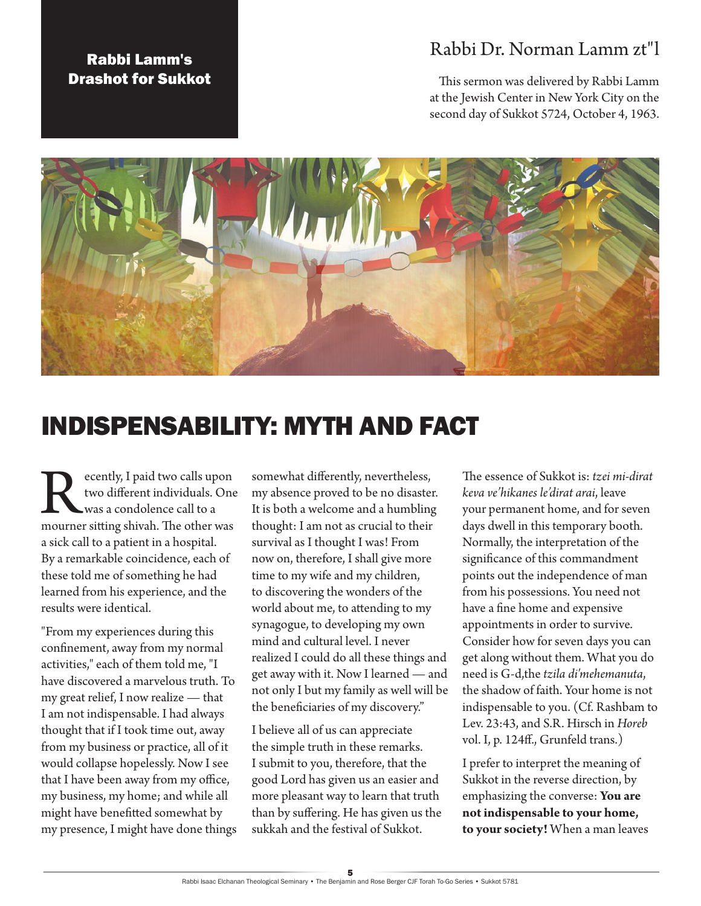**Rabbi Lamm's Drashot for Sukkot**

Rabbi Dr. Norman Lamm zt"l

This sermon was delivered by Rabbi Lamm at the Jewish Center in New York City on the second day of Sukkot 5724, October 4, 1963.

# INDISPENSABILITY: MYTH AND FACT

Recently, I paid two calls upon two different individuals. One was a condolence call to a mourner sitting shivah. The other was a sick call to a patient in a hospital. By a remarkable coincidence, each of these told me of something he had learned from his experience, and the results were identical.

"From my experiences during this confinement, away from my normal activities," each of them told me, "I have discovered a marvelous truth. To my great relief, I now realize — that I am not indispensable. I had always thought that if I took time out, away from my business or practice, all of it would collapse hopelessly. Now I see that I have been away from my office, my business, my home; and while all might have benefitted somewhat by my presence, I might have done things somewhat differently, nevertheless, my absence proved to be no disaster. It is both a welcome and a humbling thought: I am not as crucial to their survival as I thought I was! From now on, therefore, I shall give more time to my wife and my children, to discovering the wonders of the world about me, to attending to my synagogue, to developing my own mind and cultural level. I never realized I could do all these things and get away with it. Now I learned — and not only I but my family as well will be the beneficiaries of my discovery."

I believe all of us can appreciate the simple truth in these remarks. I submit to you, therefore, that the good Lord has given us an easier and more pleasant way to learn that truth than by suffering. He has given us the sukkah and the festival of Sukkot.

The essence of Sukkot is: *tzei mi-dirat keva ve'hikanes le'dirat arai*, leave your permanent home, and for seven days dwell in this temporary booth. Normally, the interpretation of the significance of this commandment points out the independence of man from his possessions. You need not have a fine home and expensive appointments in order to survive. Consider how for seven days you can get along without them. What you do need is G-d,the *tzila di'mehemanuta*, the shadow of faith. Your home is not indispensable to you. (Cf. Rashbam to Lev. 23:43, and S.R. Hirsch in *Horeb* vol. I, p. 124ff., Grunfeld trans.)

I prefer to interpret the meaning of Sukkot in the reverse direction, by emphasizing the converse: **You are not indispensable to your home, to your society!** When a man leaves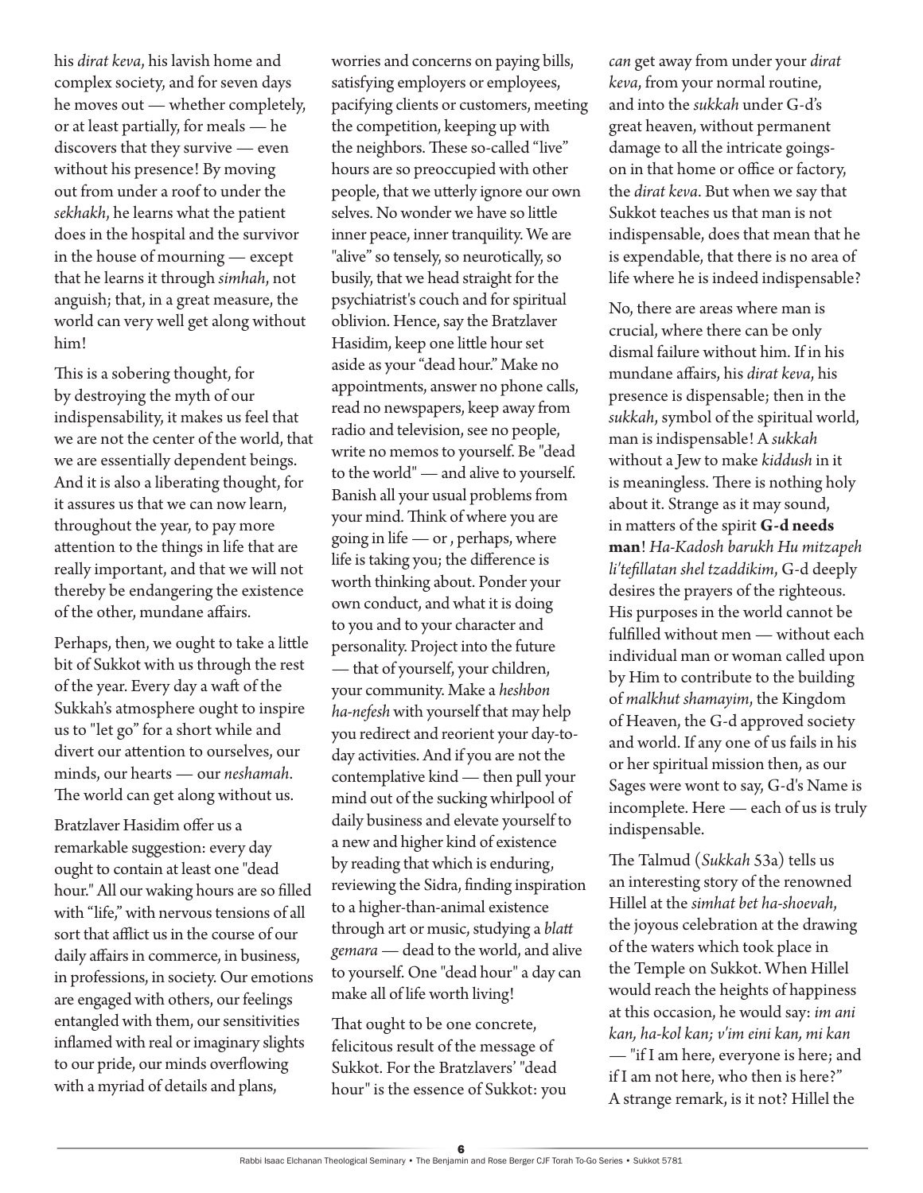his *dirat keva*, his lavish home and complex society, and for seven days he moves out — whether completely, or at least partially, for meals — he discovers that they survive — even without his presence! By moving out from under a roof to under the *sekhakh*, he learns what the patient does in the hospital and the survivor in the house of mourning — except that he learns it through *simhah*, not anguish; that, in a great measure, the world can very well get along without him!

This is a sobering thought, for by destroying the myth of our indispensability, it makes us feel that we are not the center of the world, that we are essentially dependent beings. And it is also a liberating thought, for it assures us that we can now learn, throughout the year, to pay more attention to the things in life that are really important, and that we will not thereby be endangering the existence of the other, mundane affairs.

Perhaps, then, we ought to take a little bit of Sukkot with us through the rest of the year. Every day a waft of the Sukkah's atmosphere ought to inspire us to "let go" for a short while and divert our attention to ourselves, our minds, our hearts — our *neshamah*. The world can get along without us.

Bratzlaver Hasidim offer us a remarkable suggestion: every day ought to contain at least one "dead hour." All our waking hours are so filled with "life," with nervous tensions of all sort that afflict us in the course of our daily affairs in commerce, in business, in professions, in society. Our emotions are engaged with others, our feelings entangled with them, our sensitivities inflamed with real or imaginary slights to our pride, our minds overflowing with a myriad of details and plans, worries and concerns on paying bills, satisfying employers or employees, pacifying clients or customers, meeting the competition, keeping up with the neighbors. These so-called "live" hours are so preoccupied with other people, that we utterly ignore our own selves. No wonder we have so little inner peace, inner tranquility. We are "alive" so tensely, so neurotically, so busily, that we head straight for the psychiatrist's couch and for spiritual oblivion. Hence, say the Bratzlaver Hasidim, keep one little hour set aside as your "dead hour." Make no appointments, answer no phone calls, read no newspapers, keep away from radio and television, see no people, write no memos to yourself. Be "dead to the world" — and alive to yourself. Banish all your usual problems from your mind. Think of where you are going in life — or , perhaps, where life is taking you; the difference is worth thinking about. Ponder your own conduct, and what it is doing to you and to your character and personality. Project into the future — that of yourself, your children, your community. Make a *heshbon ha-nefesh* with yourself that may help you redirect and reorient your day-to-day activities. And if you are not the contemplative kind — then pull your mind out of the sucking whirlpool of daily business and elevate yourself to a new and higher kind of existence by reading that which is enduring, reviewing the Sidra, finding inspiration to a higher-than-animal existence through art or music, studying a *blatt gemara* — dead to the world, and alive to yourself. One "dead hour" a day can make all of life worth living!

That ought to be one concrete, felicitous result of the message of Sukkot. For the Bratzlavers' "dead hour" is the essence of Sukkot: you *can* get away from under your *dirat keva*, from your normal routine, and into the *sukkah* under G-d's great heaven, without permanent damage to all the intricate goings-on in that home or office or factory, the *dirat keva*. But when we say that Sukkot teaches us that man is not indispensable, does that mean that he is expendable, that there is no area of life where he is indeed indispensable?

No, there are areas where man is crucial, where there can be only dismal failure without him. If in his mundane affairs, his *dirat keva*, his presence is dispensable; then in the *sukkah*, symbol of the spiritual world, man is indispensable! A *sukkah* without a Jew to make *kiddush* in it is meaningless. There is nothing holy about it. Strange as it may sound, in matters of the spirit **G-d needs man**! *Ha-Kadosh barukh Hu mitzapeh li'tefillatan shel tzaddikim*, G-d deeply desires the prayers of the righteous. His purposes in the world cannot be fulfilled without men — without each individual man or woman called upon by Him to contribute to the building of *malkhut shamayim*, the Kingdom of Heaven, the G-d approved society and world. If any one of us fails in his or her spiritual mission then, as our Sages were wont to say, G-d's Name is incomplete. Here — each of us is truly indispensable.

The Talmud (*Sukkah* 53a) tells us an interesting story of the renowned Hillel at the *simhat bet ha-shoevah*, the joyous celebration at the drawing of the waters which took place in the Temple on Sukkot. When Hillel would reach the heights of happiness at this occasion, he would say: *im ani kan, ha-kol kan; v'im eini kan, mi kan* — "if I am here, everyone is here; and if I am not here, who then is here?" A strange remark, is it not? Hillel the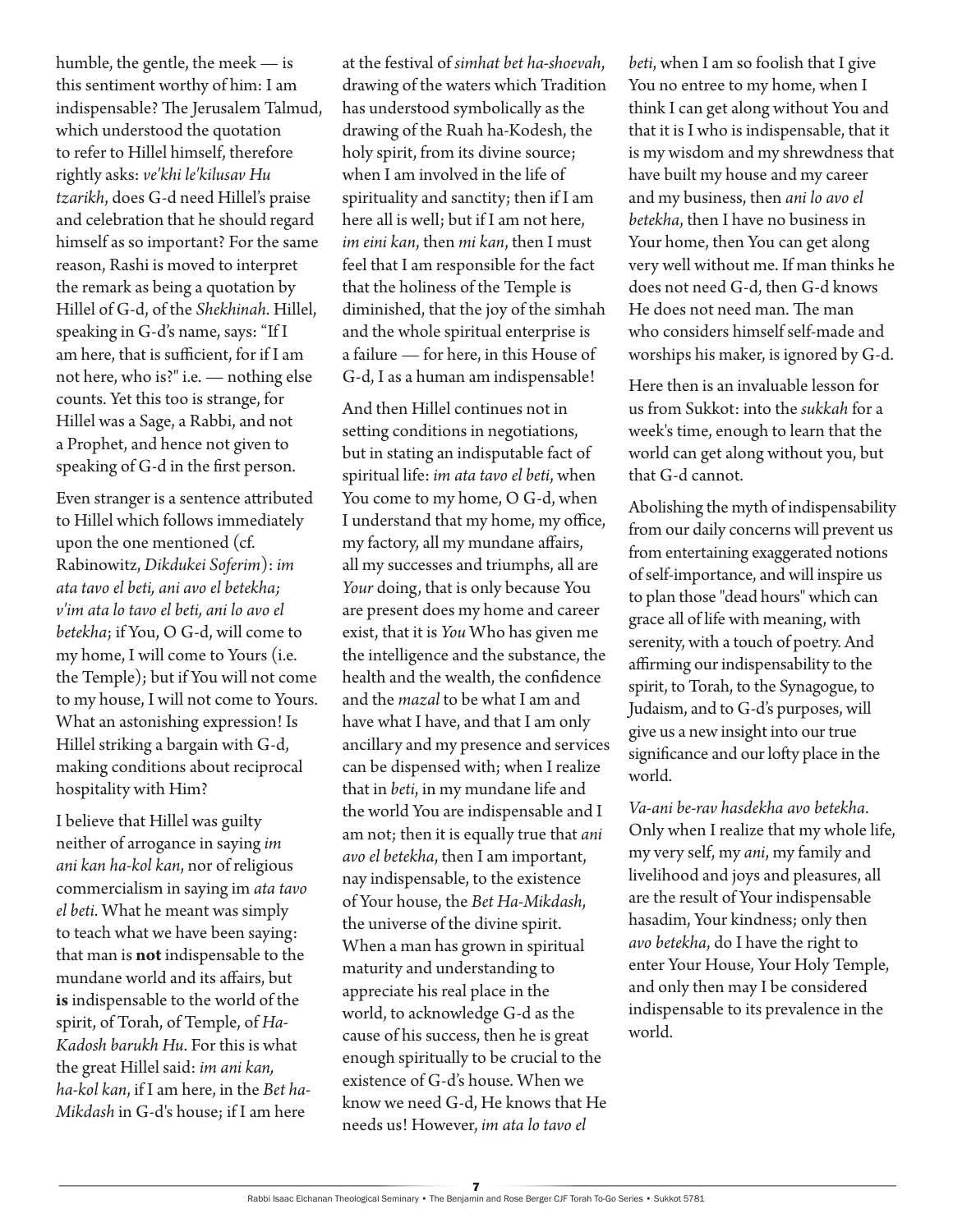humble, the gentle, the meek — is this sentiment worthy of him: I am indispensable? The Jerusalem Talmud, which understood the quotation to refer to Hillel himself, therefore rightly asks: *ve'khi le'kilusav Hu tzarikh*, does G-d need Hillel's praise and celebration that he should regard himself as so important? For the same reason, Rashi is moved to interpret the remark as being a quotation by Hillel of G-d, of the *Shekhinah*. Hillel, speaking in G-d's name, says: "If I am here, that is sufficient, for if I am not here, who is?" i.e. — nothing else counts. Yet this too is strange, for Hillel was a Sage, a Rabbi, and not a Prophet, and hence not given to speaking of G-d in the first person.

Even stranger is a sentence attributed to Hillel which follows immediately upon the one mentioned (cf. Rabinowitz, *Dikdukei Soferim*): *im ata tavo el beti, ani avo el betekha; v'im ata lo tavo el beti, ani lo avo el betekha*; if You, O G-d, will come to my home, I will come to Yours (i.e. the Temple); but if You will not come to my house, I will not come to Yours. What an astonishing expression! Is Hillel striking a bargain with G-d, making conditions about reciprocal hospitality with Him?

I believe that Hillel was guilty neither of arrogance in saying *im ani kan ha-kol kan*, nor of religious commercialism in saying im *ata tavo el beti*. What he meant was simply to teach what we have been saying: that man is **not** indispensable to the mundane world and its affairs, but **is** indispensable to the world of the spirit, of Torah, of Temple, of *Ha-Kadosh barukh Hu*. For this is what the great Hillel said: *im ani kan, ha-kol kan*, if I am here, in the *Bet ha-Mikdash* in G-d's house; if I am here at the festival of *simhat bet ha-shoevah*, drawing of the waters which Tradition has understood symbolically as the drawing of the Ruah ha-Kodesh, the holy spirit, from its divine source; when I am involved in the life of spirituality and sanctity; then if I am here all is well; but if I am not here, *im eini kan*, then *mi kan*, then I must feel that I am responsible for the fact that the holiness of the Temple is diminished, that the joy of the simhah and the whole spiritual enterprise is a failure — for here, in this House of G-d, I as a human am indispensable!

And then Hillel continues not in setting conditions in negotiations, but in stating an indisputable fact of spiritual life: *im ata tavo el beti*, when You come to my home, O G-d, when I understand that my home, my office, my factory, all my mundane affairs, all my successes and triumphs, all are *Your* doing, that is only because You are present does my home and career exist, that it is *You* Who has given me the intelligence and the substance, the health and the wealth, the confidence and the *mazal* to be what I am and have what I have, and that I am only ancillary and my presence and services can be dispensed with; when I realize that in *beti*, in my mundane life and the world You are indispensable and I am not; then it is equally true that *ani avo el betekha*, then I am important, nay indispensable, to the existence of Your house, the *Bet Ha-Mikdash*, the universe of the divine spirit. When a man has grown in spiritual maturity and understanding to appreciate his real place in the world, to acknowledge G-d as the cause of his success, then he is great enough spiritually to be crucial to the existence of G-d's house. When we know we need G-d, He knows that He needs us! However, *im ata lo tavo el beti*, when I am so foolish that I give You no entree to my home, when I think I can get along without You and that it is I who is indispensable, that it is my wisdom and my shrewdness that have built my house and my career and my business, then *ani lo avo el betekha*, then I have no business in Your home, then You can get along very well without me. If man thinks he does not need G-d, then G-d knows He does not need man. The man who considers himself self-made and worships his maker, is ignored by G-d.

Here then is an invaluable lesson for us from Sukkot: into the *sukkah* for a week's time, enough to learn that the world can get along without you, but that G-d cannot.

Abolishing the myth of indispensability from our daily concerns will prevent us from entertaining exaggerated notions of self-importance, and will inspire us to plan those "dead hours" which can grace all of life with meaning, with serenity, with a touch of poetry. And affirming our indispensability to the spirit, to Torah, to the Synagogue, to Judaism, and to G-d's purposes, will give us a new insight into our true significance and our lofty place in the world.

*Va-ani be-rav hasdekha avo betekha*. Only when I realize that my whole life, my very self, my *ani*, my family and livelihood and joys and pleasures, all are the result of Your indispensable hasadim, Your kindness; only then *avo betekha*, do I have the right to enter Your House, Your Holy Temple, and only then may I be considered indispensable to its prevalence in the world.